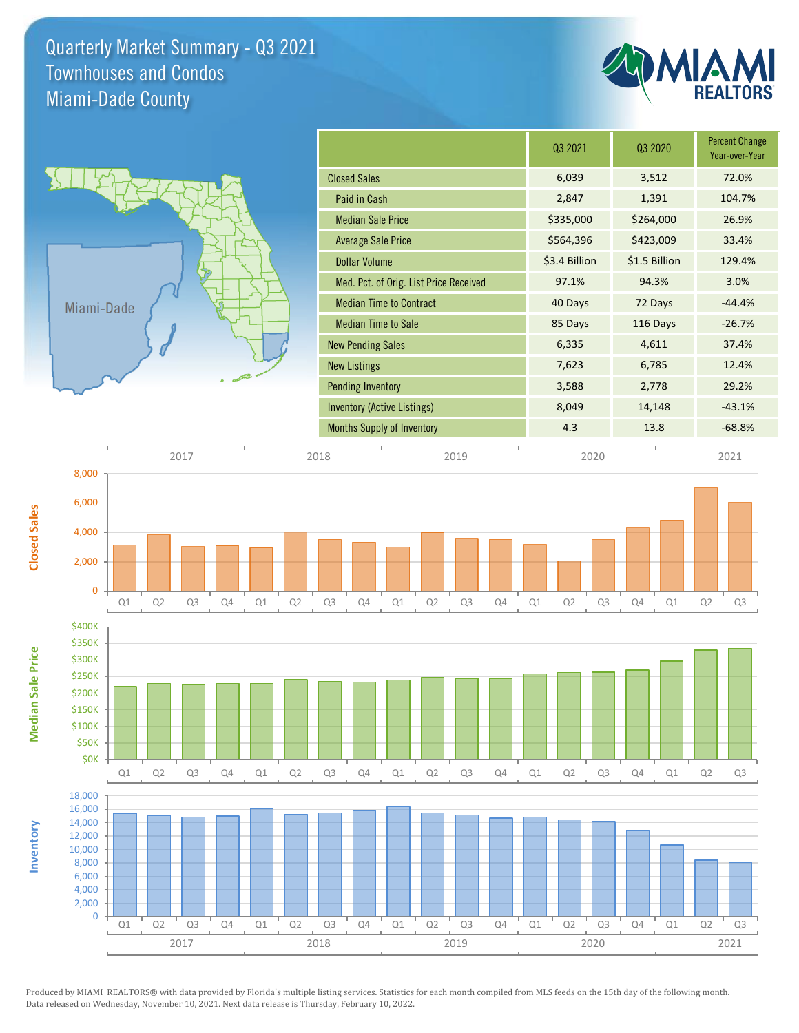# Quarterly Market Summary - Q3 2021
## Townhouses and Condos
## Miami-Dade County

MIAMI REALTORS®

Miami-Dade

| | Q3 2021 | Q3 2020 | Percent Change Year-over-Year |
|---|---|---|---|
| Closed Sales | 6,039 | 3,512 | 72.0% |
| Paid in Cash | 2,847 | 1,391 | 104.7% |
| Median Sale Price | $335,000 | $264,000 | 26.9% |
| Average Sale Price | $564,396 | $423,009 | 33.4% |
| Dollar Volume | $3.4 Billion | $1.5 Billion | 129.4% |
| Med. Pct. of Orig. List Price Received | 97.1% | 94.3% | 3.0% |
| Median Time to Contract | 40 Days | 72 Days | -44.4% |
| Median Time to Sale | 85 Days | 116 Days | -26.7% |
| New Pending Sales | 6,335 | 4,611 | 37.4% |
| New Listings | 7,623 | 6,785 | 12.4% |
| Pending Inventory | 3,588 | 2,778 | 29.2% |
| Inventory (Active Listings) | 8,049 | 14,148 | -43.1% |
| Months Supply of Inventory | 4.3 | 13.8 | -68.8% |

Closed Sales

Median Sale Price

Inventory

Q1 Q2 Q3 Q4 — 2017 | 2018 | 2019 | 2020 | 2021

Produced by MIAMI REALTORS® with data provided by Florida's multiple listing services. Statistics for each month compiled from MLS feeds on the 15th day of the following month. Data released on Wednesday, November 10, 2021. Next data release is Thursday, February 10, 2022.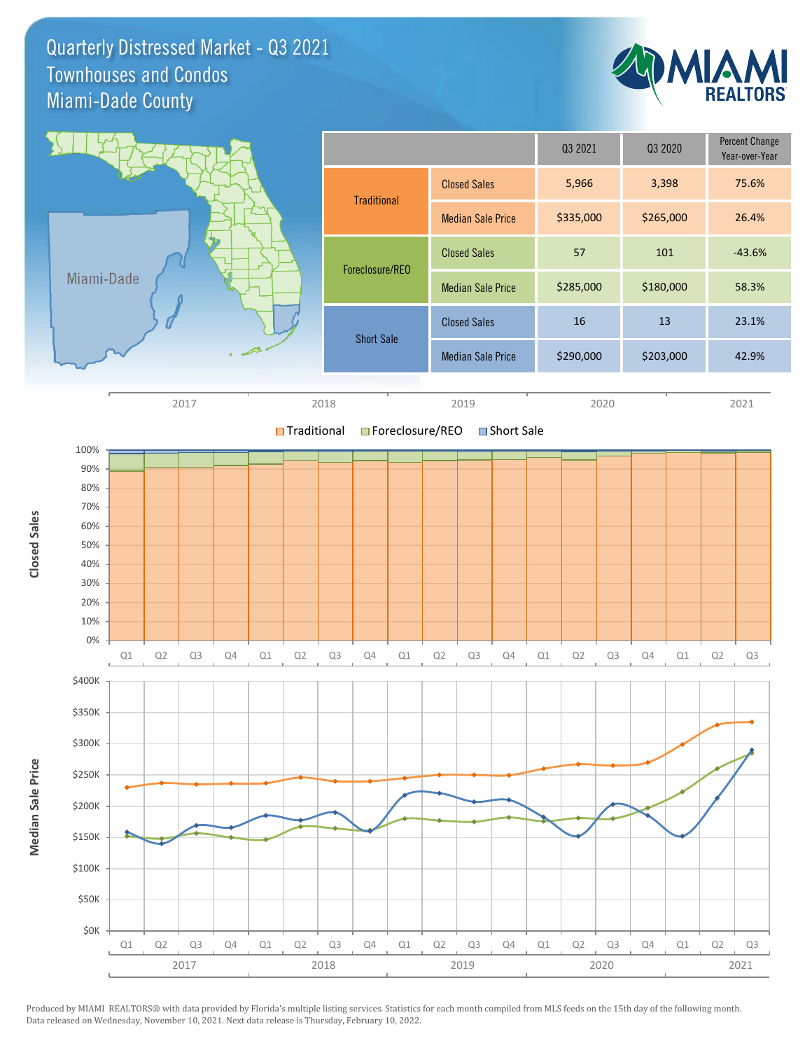# Quarterly Distressed Market - Q3 2021
## Townhouses and Condos
## Miami-Dade County

MIAMI REALTORS

Miami-Dade

| | | Q3 2021 | Q3 2020 | Percent Change Year-over-Year |
|---|---|---|---|---|
| Traditional | Closed Sales | 5,966 | 3,398 | 75.6% |
| | Median Sale Price | $335,000 | $265,000 | 26.4% |
| Foreclosure/REO | Closed Sales | 57 | 101 | -43.6% |
| | Median Sale Price | $285,000 | $180,000 | 58.3% |
| Short Sale | Closed Sales | 16 | 13 | 23.1% |
| | Median Sale Price | $290,000 | $203,000 | 42.9% |

2017 2018 2019 2020 2021

Traditional Foreclosure/REO Short Sale

Closed Sales

100% 90% 80% 70% 60% 50% 40% 30% 20% 10% 0%

Q1 Q2 Q3 Q4 Q1 Q2 Q3 Q4 Q1 Q2 Q3 Q4 Q1 Q2 Q3 Q4 Q1 Q2 Q3

Median Sale Price

$400K $350K $300K $250K $200K $150K $100K $50K $0K

Q1 Q2 Q3 Q4 Q1 Q2 Q3 Q4 Q1 Q2 Q3 Q4 Q1 Q2 Q3 Q4 Q1 Q2 Q3

2017 2018 2019 2020 2021

Produced by MIAMI REALTORS® with data provided by Florida's multiple listing services. Statistics for each month compiled from MLS feeds on the 15th day of the following month. Data released on Wednesday, November 10, 2021. Next data release is Thursday, February 10, 2022.